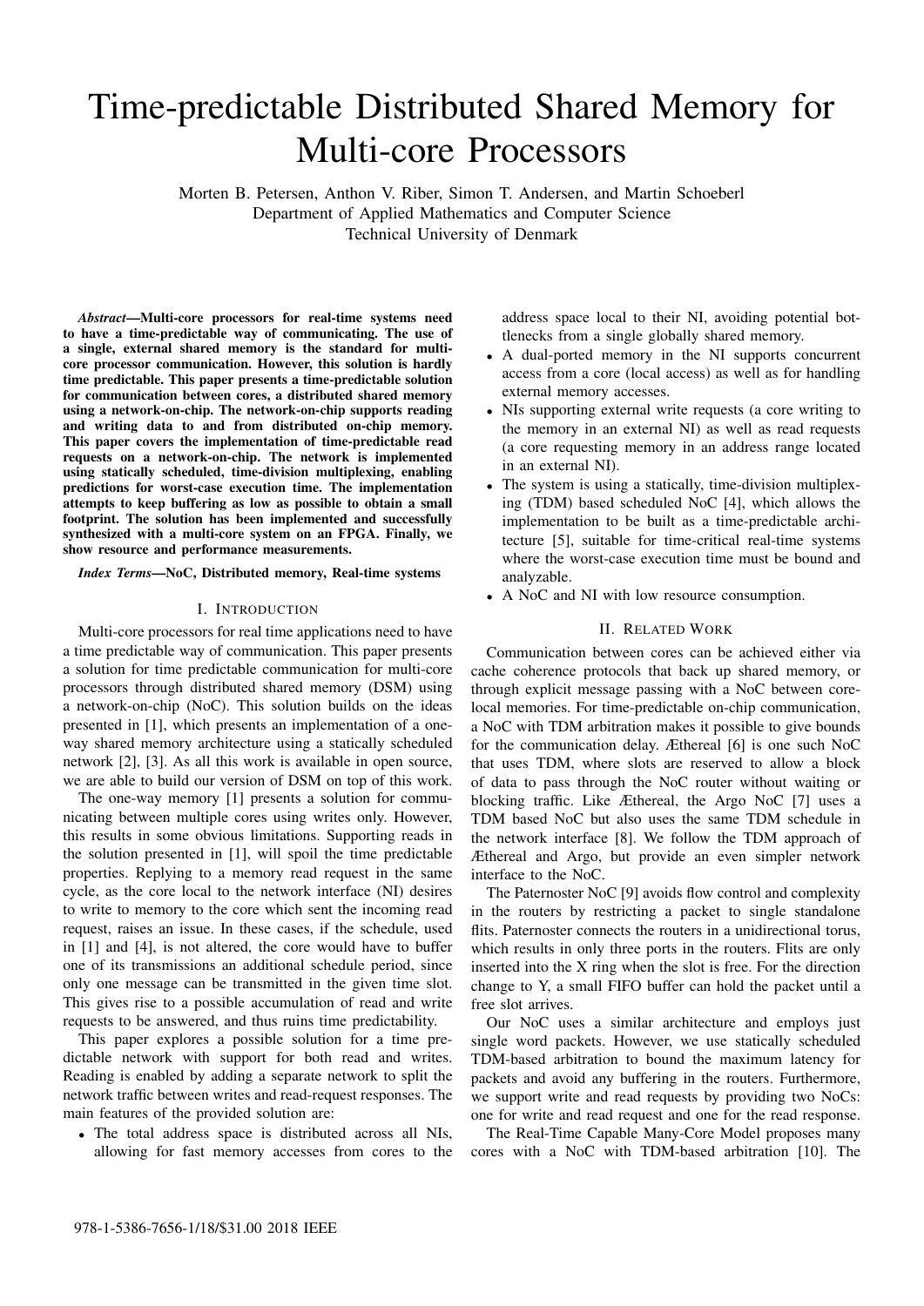# Time-predictable Distributed Shared Memory for Multi-core Processors

Morten B. Petersen, Anthon V. Riber, Simon T. Andersen, and Martin Schoeberl
Department of Applied Mathematics and Computer Science
Technical University of Denmark

***Abstract*—Multi-core processors for real-time systems need to have a time-predictable way of communicating. The use of a single, external shared memory is the standard for multi-core processor communication. However, this solution is hardly time predictable. This paper presents a time-predictable solution for communication between cores, a distributed shared memory using a network-on-chip. The network-on-chip supports reading and writing data to and from distributed on-chip memory. This paper covers the implementation of time-predictable read requests on a network-on-chip. The network is implemented using statically scheduled, time-division multiplexing, enabling predictions for worst-case execution time. The implementation attempts to keep buffering as low as possible to obtain a small footprint. The solution has been implemented and successfully synthesized with a multi-core system on an FPGA. Finally, we show resource and performance measurements.**

***Index Terms*—NoC, Distributed memory, Real-time systems**

## I. Introduction

Multi-core processors for real time applications need to have a time predictable way of communication. This paper presents a solution for time predictable communication for multi-core processors through distributed shared memory (DSM) using a network-on-chip (NoC). This solution builds on the ideas presented in [1], which presents an implementation of a one-way shared memory architecture using a statically scheduled network [2], [3]. As all this work is available in open source, we are able to build our version of DSM on top of this work.

The one-way memory [1] presents a solution for communicating between multiple cores using writes only. However, this results in some obvious limitations. Supporting reads in the solution presented in [1], will spoil the time predictable properties. Replying to a memory read request in the same cycle, as the core local to the network interface (NI) desires to write to memory to the core which sent the incoming read request, raises an issue. In these cases, if the schedule, used in [1] and [4], is not altered, the core would have to buffer one of its transmissions an additional schedule period, since only one message can be transmitted in the given time slot. This gives rise to a possible accumulation of read and write requests to be answered, and thus ruins time predictability.

This paper explores a possible solution for a time predictable network with support for both read and writes. Reading is enabled by adding a separate network to split the network traffic between writes and read-request responses. The main features of the provided solution are:

- The total address space is distributed across all NIs, allowing for fast memory accesses from cores to the address space local to their NI, avoiding potential bottlenecks from a single globally shared memory.
- A dual-ported memory in the NI supports concurrent access from a core (local access) as well as for handling external memory accesses.
- NIs supporting external write requests (a core writing to the memory in an external NI) as well as read requests (a core requesting memory in an address range located in an external NI).
- The system is using a statically, time-division multiplexing (TDM) based scheduled NoC [4], which allows the implementation to be built as a time-predictable architecture [5], suitable for time-critical real-time systems where the worst-case execution time must be bound and analyzable.
- A NoC and NI with low resource consumption.

## II. Related Work

Communication between cores can be achieved either via cache coherence protocols that back up shared memory, or through explicit message passing with a NoC between core-local memories. For time-predictable on-chip communication, a NoC with TDM arbitration makes it possible to give bounds for the communication delay. Æthereal [6] is one such NoC that uses TDM, where slots are reserved to allow a block of data to pass through the NoC router without waiting or blocking traffic. Like Æthereal, the Argo NoC [7] uses a TDM based NoC but also uses the same TDM schedule in the network interface [8]. We follow the TDM approach of Æthereal and Argo, but provide an even simpler network interface to the NoC.

The Paternoster NoC [9] avoids flow control and complexity in the routers by restricting a packet to single standalone flits. Paternoster connects the routers in a unidirectional torus, which results in only three ports in the routers. Flits are only inserted into the X ring when the slot is free. For the direction change to Y, a small FIFO buffer can hold the packet until a free slot arrives.

Our NoC uses a similar architecture and employs just single word packets. However, we use statically scheduled TDM-based arbitration to bound the maximum latency for packets and avoid any buffering in the routers. Furthermore, we support write and read requests by providing two NoCs: one for write and read request and one for the read response.

The Real-Time Capable Many-Core Model proposes many cores with a NoC with TDM-based arbitration [10]. The

978-1-5386-7656-1/18/$31.00 2018 IEEE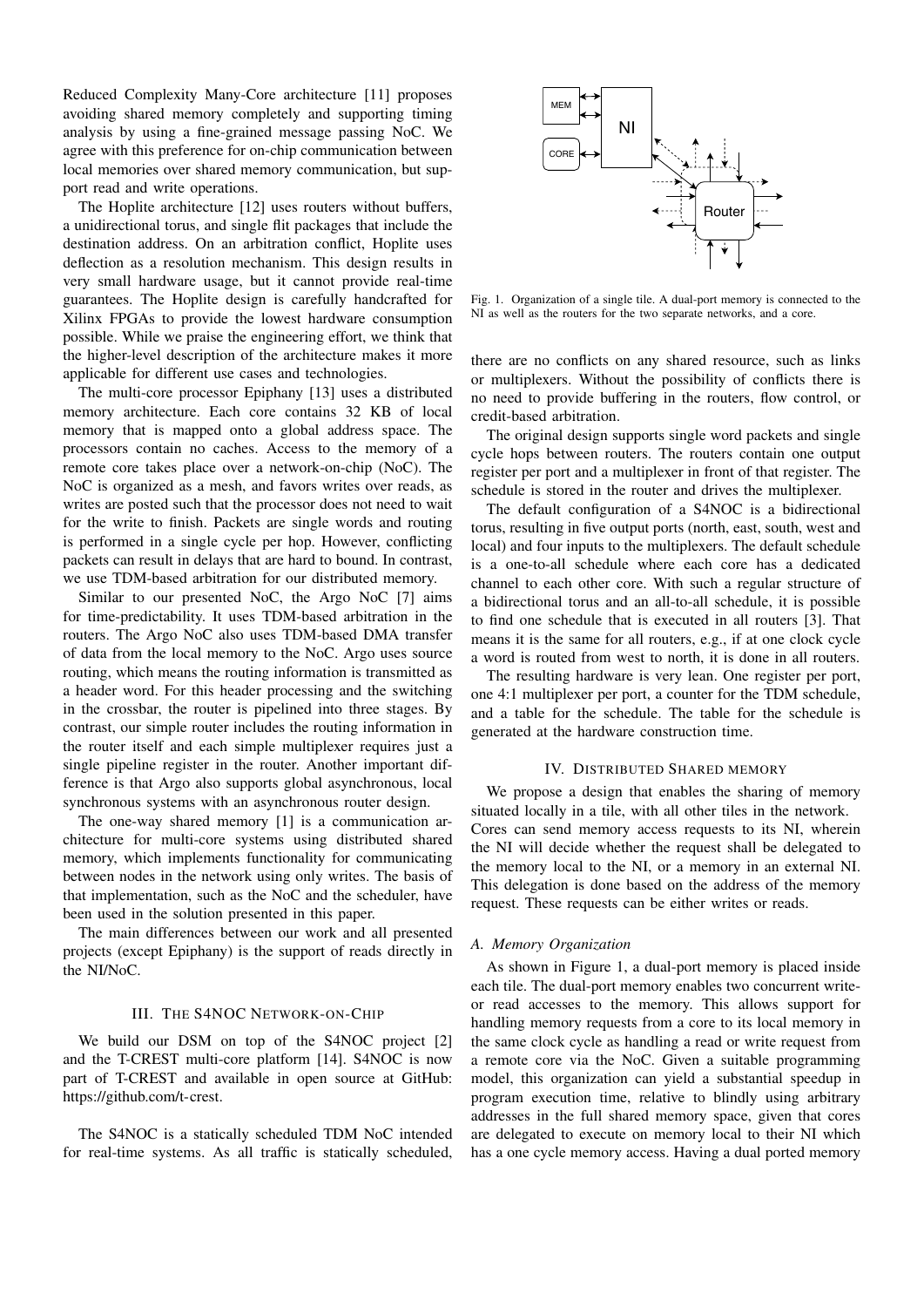Reduced Complexity Many-Core architecture [11] proposes avoiding shared memory completely and supporting timing analysis by using a fine-grained message passing NoC. We agree with this preference for on-chip communication between local memories over shared memory communication, but support read and write operations.

The Hoplite architecture [12] uses routers without buffers, a unidirectional torus, and single flit packages that include the destination address. On an arbitration conflict, Hoplite uses deflection as a resolution mechanism. This design results in very small hardware usage, but it cannot provide real-time guarantees. The Hoplite design is carefully handcrafted for Xilinx FPGAs to provide the lowest hardware consumption possible. While we praise the engineering effort, we think that the higher-level description of the architecture makes it more applicable for different use cases and technologies.

The multi-core processor Epiphany [13] uses a distributed memory architecture. Each core contains 32 KB of local memory that is mapped onto a global address space. The processors contain no caches. Access to the memory of a remote core takes place over a network-on-chip (NoC). The NoC is organized as a mesh, and favors writes over reads, as writes are posted such that the processor does not need to wait for the write to finish. Packets are single words and routing is performed in a single cycle per hop. However, conflicting packets can result in delays that are hard to bound. In contrast, we use TDM-based arbitration for our distributed memory.

Similar to our presented NoC, the Argo NoC [7] aims for time-predictability. It uses TDM-based arbitration in the routers. The Argo NoC also uses TDM-based DMA transfer of data from the local memory to the NoC. Argo uses source routing, which means the routing information is transmitted as a header word. For this header processing and the switching in the crossbar, the router is pipelined into three stages. By contrast, our simple router includes the routing information in the router itself and each simple multiplexer requires just a single pipeline register in the router. Another important difference is that Argo also supports global asynchronous, local synchronous systems with an asynchronous router design.

The one-way shared memory [1] is a communication architecture for multi-core systems using distributed shared memory, which implements functionality for communicating between nodes in the network using only writes. The basis of that implementation, such as the NoC and the scheduler, have been used in the solution presented in this paper.

The main differences between our work and all presented projects (except Epiphany) is the support of reads directly in the NI/NoC.

## III. THE S4NOC NETWORK-ON-CHIP

We build our DSM on top of the S4NOC project [2] and the T-CREST multi-core platform [14]. S4NOC is now part of T-CREST and available in open source at GitHub: https://github.com/t-crest.

The S4NOC is a statically scheduled TDM NoC intended for real-time systems. As all traffic is statically scheduled, there are no conflicts on any shared resource, such as links or multiplexers. Without the possibility of conflicts there is no need to provide buffering in the routers, flow control, or credit-based arbitration.

MEM

NI

CORE

Router

Fig. 1. Organization of a single tile. A dual-port memory is connected to the NI as well as the routers for the two separate networks, and a core.

The original design supports single word packets and single cycle hops between routers. The routers contain one output register per port and a multiplexer in front of that register. The schedule is stored in the router and drives the multiplexer.

The default configuration of a S4NOC is a bidirectional torus, resulting in five output ports (north, east, south, west and local) and four inputs to the multiplexers. The default schedule is a one-to-all schedule where each core has a dedicated channel to each other core. With such a regular structure of a bidirectional torus and an all-to-all schedule, it is possible to find one schedule that is executed in all routers [3]. That means it is the same for all routers, e.g., if at one clock cycle a word is routed from west to north, it is done in all routers.

The resulting hardware is very lean. One register per port, one 4:1 multiplexer per port, a counter for the TDM schedule, and a table for the schedule. The table for the schedule is generated at the hardware construction time.

## IV. DISTRIBUTED SHARED MEMORY

We propose a design that enables the sharing of memory situated locally in a tile, with all other tiles in the network. Cores can send memory access requests to its NI, wherein the NI will decide whether the request shall be delegated to the memory local to the NI, or a memory in an external NI. This delegation is done based on the address of the memory request. These requests can be either writes or reads.

### A. Memory Organization

As shown in Figure 1, a dual-port memory is placed inside each tile. The dual-port memory enables two concurrent write- or read accesses to the memory. This allows support for handling memory requests from a core to its local memory in the same clock cycle as handling a read or write request from a remote core via the NoC. Given a suitable programming model, this organization can yield a substantial speedup in program execution time, relative to blindly using arbitrary addresses in the full shared memory space, given that cores are delegated to execute on memory local to their NI which has a one cycle memory access. Having a dual ported memory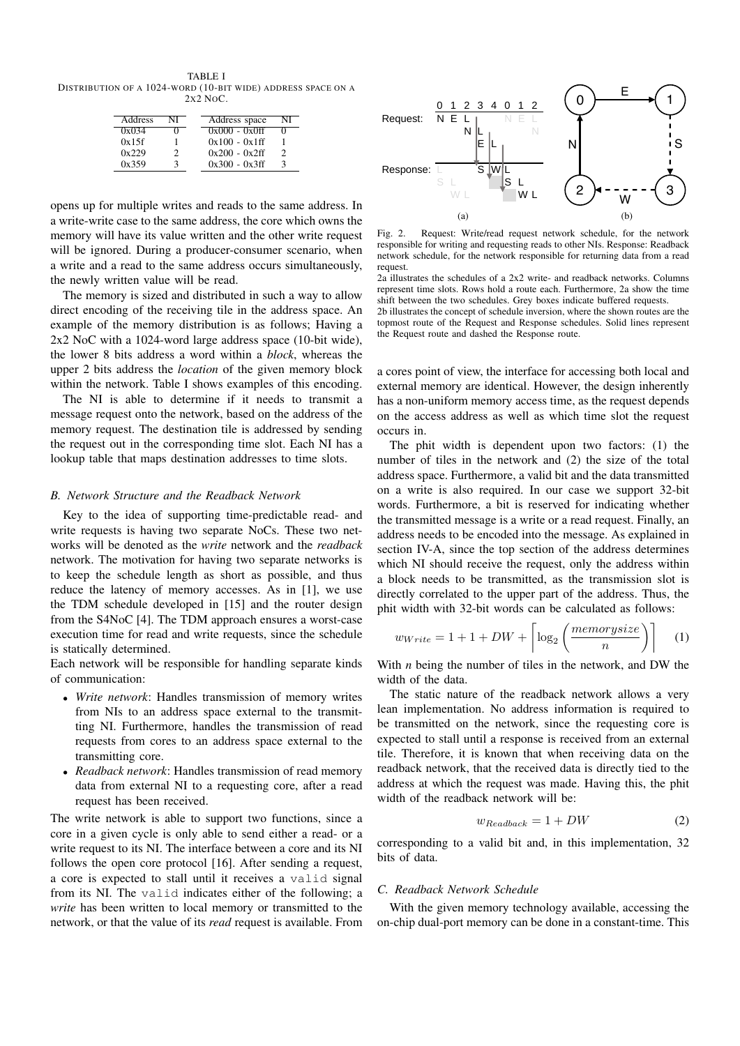TABLE I
DISTRIBUTION OF A 1024-WORD (10-BIT WIDE) ADDRESS SPACE ON A 2X2 NOC.

| Address | NI | Address space | NI |
|---|---|---|---|
| 0x034 | 0 | 0x000 - 0x0ff | 0 |
| 0x15f | 1 | 0x100 - 0x1ff | 1 |
| 0x229 | 2 | 0x200 - 0x2ff | 2 |
| 0x359 | 3 | 0x300 - 0x3ff | 3 |

opens up for multiple writes and reads to the same address. In a write-write case to the same address, the core which owns the memory will have its value written and the other write request will be ignored. During a producer-consumer scenario, when a write and a read to the same address occurs simultaneously, the newly written value will be read.

The memory is sized and distributed in such a way to allow direct encoding of the receiving tile in the address space. An example of the memory distribution is as follows; Having a 2x2 NoC with a 1024-word large address space (10-bit wide), the lower 8 bits address a word within a *block*, whereas the upper 2 bits address the *location* of the given memory block within the network. Table I shows examples of this encoding.

The NI is able to determine if it needs to transmit a message request onto the network, based on the address of the memory request. The destination tile is addressed by sending the request out in the corresponding time slot. Each NI has a lookup table that maps destination addresses to time slots.

### B. Network Structure and the Readback Network

Key to the idea of supporting time-predictable read- and write requests is having two separate NoCs. These two networks will be denoted as the *write* network and the *readback* network. The motivation for having two separate networks is to keep the schedule length as short as possible, and thus reduce the latency of memory accesses. As in [1], we use the TDM schedule developed in [15] and the router design from the S4NoC [4]. The TDM approach ensures a worst-case execution time for read and write requests, since the schedule is statically determined.

Each network will be responsible for handling separate kinds of communication:

- *Write network*: Handles transmission of memory writes from NIs to an address space external to the transmitting NI. Furthermore, handles the transmission of read requests from cores to an address space external to the transmitting core.
- *Readback network*: Handles transmission of read memory data from external NI to a requesting core, after a read request has been received.

The write network is able to support two functions, since a core in a given cycle is only able to send either a read- or a write request to its NI. The interface between a core and its NI follows the open core protocol [16]. After sending a request, a core is expected to stall until it receives a `valid` signal from its NI. The `valid` indicates either of the following; a *write* has been written to local memory or transmitted to the network, or that the value of its *read* request is available. From

Request:
Response:
0 1 2 3 4 0 1 2
N E L
N L
E L
S W L
S L
W L
N E L
N
L
S L
W L
(a)
0
1
2
3
E
N
S
W
(b)

Fig. 2. Request: Write/read request network schedule, for the network responsible for writing and requesting reads to other NIs. Response: Readback network schedule, for the network responsible for returning data from a read request.
2a illustrates the schedules of a 2x2 write- and readback networks. Columns represent time slots. Rows hold a route each. Furthermore, 2a show the time shift between the two schedules. Grey boxes indicate buffered requests.
2b illustrates the concept of schedule inversion, where the shown routes are the topmost route of the Request and Response schedules. Solid lines represent the Request route and dashed the Response route.

a cores point of view, the interface for accessing both local and external memory are identical. However, the design inherently has a non-uniform memory access time, as the request depends on the access address as well as which time slot the request occurs in.

The phit width is dependent upon two factors: (1) the number of tiles in the network and (2) the size of the total address space. Furthermore, a valid bit and the data transmitted on a write is also required. In our case we support 32-bit words. Furthermore, a bit is reserved for indicating whether the transmitted message is a write or a read request. Finally, an address needs to be encoded into the message. As explained in section IV-A, since the top section of the address determines which NI should receive the request, only the address within a block needs to be transmitted, as the transmission slot is directly correlated to the upper part of the address. Thus, the phit width with 32-bit words can be calculated as follows:

$$w_{Write} = 1 + 1 + DW + \left\lceil \log_2 \left( \frac{memorysize}{n} \right) \right\rceil \quad (1)$$

With *n* being the number of tiles in the network, and DW the width of the data.

The static nature of the readback network allows a very lean implementation. No address information is required to be transmitted on the network, since the requesting core is expected to stall until a response is received from an external tile. Therefore, it is known that when receiving data on the readback network, that the received data is directly tied to the address at which the request was made. Having this, the phit width of the readback network will be:

$$w_{Readback} = 1 + DW \quad (2)$$

corresponding to a valid bit and, in this implementation, 32 bits of data.

### C. Readback Network Schedule

With the given memory technology available, accessing the on-chip dual-port memory can be done in a constant-time. This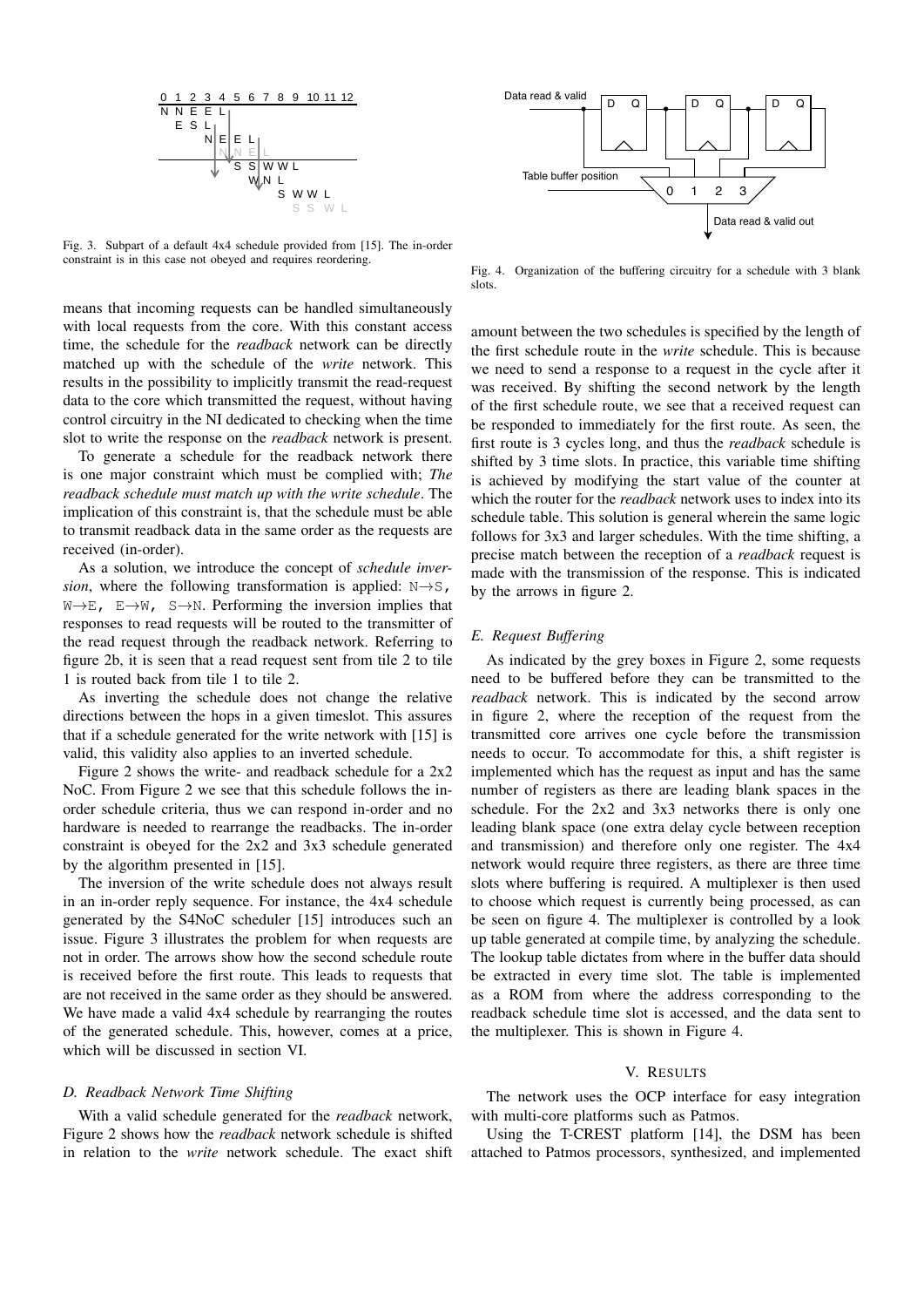Fig. 3. Subpart of a default 4x4 schedule provided from [15]. The in-order constraint is in this case not obeyed and requires reordering.

Fig. 4. Organization of the buffering circuitry for a schedule with 3 blank slots.

means that incoming requests can be handled simultaneously with local requests from the core. With this constant access time, the schedule for the *readback* network can be directly matched up with the schedule of the *write* network. This results in the possibility to implicitly transmit the read-request data to the core which transmitted the request, without having control circuitry in the NI dedicated to checking when the time slot to write the response on the *readback* network is present.

To generate a schedule for the readback network there is one major constraint which must be complied with; *The readback schedule must match up with the write schedule*. The implication of this constraint is, that the schedule must be able to transmit readback data in the same order as the requests are received (in-order).

As a solution, we introduce the concept of *schedule inversion*, where the following transformation is applied: $N \rightarrow S$, $W \rightarrow E$, $E \rightarrow W$, $S \rightarrow N$. Performing the inversion implies that responses to read requests will be routed to the transmitter of the read request through the readback network. Referring to figure 2b, it is seen that a read request sent from tile 2 to tile 1 is routed back from tile 1 to tile 2.

As inverting the schedule does not change the relative directions between the hops in a given timeslot. This assures that if a schedule generated for the write network with [15] is valid, this validity also applies to an inverted schedule.

Figure 2 shows the write- and readback schedule for a 2x2 NoC. From Figure 2 we see that this schedule follows the in-order schedule criteria, thus we can respond in-order and no hardware is needed to rearrange the readbacks. The in-order constraint is obeyed for the 2x2 and 3x3 schedule generated by the algorithm presented in [15].

The inversion of the write schedule does not always result in an in-order reply sequence. For instance, the 4x4 schedule generated by the S4NoC scheduler [15] introduces such an issue. Figure 3 illustrates the problem for when requests are not in order. The arrows show how the second schedule route is received before the first route. This leads to requests that are not received in the same order as they should be answered. We have made a valid 4x4 schedule by rearranging the routes of the generated schedule. This, however, comes at a price, which will be discussed in section VI.

### D. Readback Network Time Shifting

With a valid schedule generated for the *readback* network, Figure 2 shows how the *readback* network schedule is shifted in relation to the *write* network schedule. The exact shift amount between the two schedules is specified by the length of the first schedule route in the *write* schedule. This is because we need to send a response to a request in the cycle after it was received. By shifting the second network by the length of the first schedule route, we see that a received request can be responded to immediately for the first route. As seen, the first route is 3 cycles long, and thus the *readback* schedule is shifted by 3 time slots. In practice, this variable time shifting is achieved by modifying the start value of the counter at which the router for the *readback* network uses to index into its schedule table. This solution is general wherein the same logic follows for 3x3 and larger schedules. With the time shifting, a precise match between the reception of a *readback* request is made with the transmission of the response. This is indicated by the arrows in figure 2.

### E. Request Buffering

As indicated by the grey boxes in Figure 2, some requests need to be buffered before they can be transmitted to the *readback* network. This is indicated by the second arrow in figure 2, where the reception of the request from the transmitted core arrives one cycle before the transmission needs to occur. To accommodate for this, a shift register is implemented which has the request as input and has the same number of registers as there are leading blank spaces in the schedule. For the 2x2 and 3x3 networks there is only one leading blank space (one extra delay cycle between reception and transmission) and therefore only one register. The 4x4 network would require three registers, as there are three time slots where buffering is required. A multiplexer is then used to choose which request is currently being processed, as can be seen on figure 4. The multiplexer is controlled by a look up table generated at compile time, by analyzing the schedule. The lookup table dictates from where in the buffer data should be extracted in every time slot. The table is implemented as a ROM from where the address corresponding to the readback schedule time slot is accessed, and the data sent to the multiplexer. This is shown in Figure 4.

## V. Results

The network uses the OCP interface for easy integration with multi-core platforms such as Patmos.

Using the T-CREST platform [14], the DSM has been attached to Patmos processors, synthesized, and implemented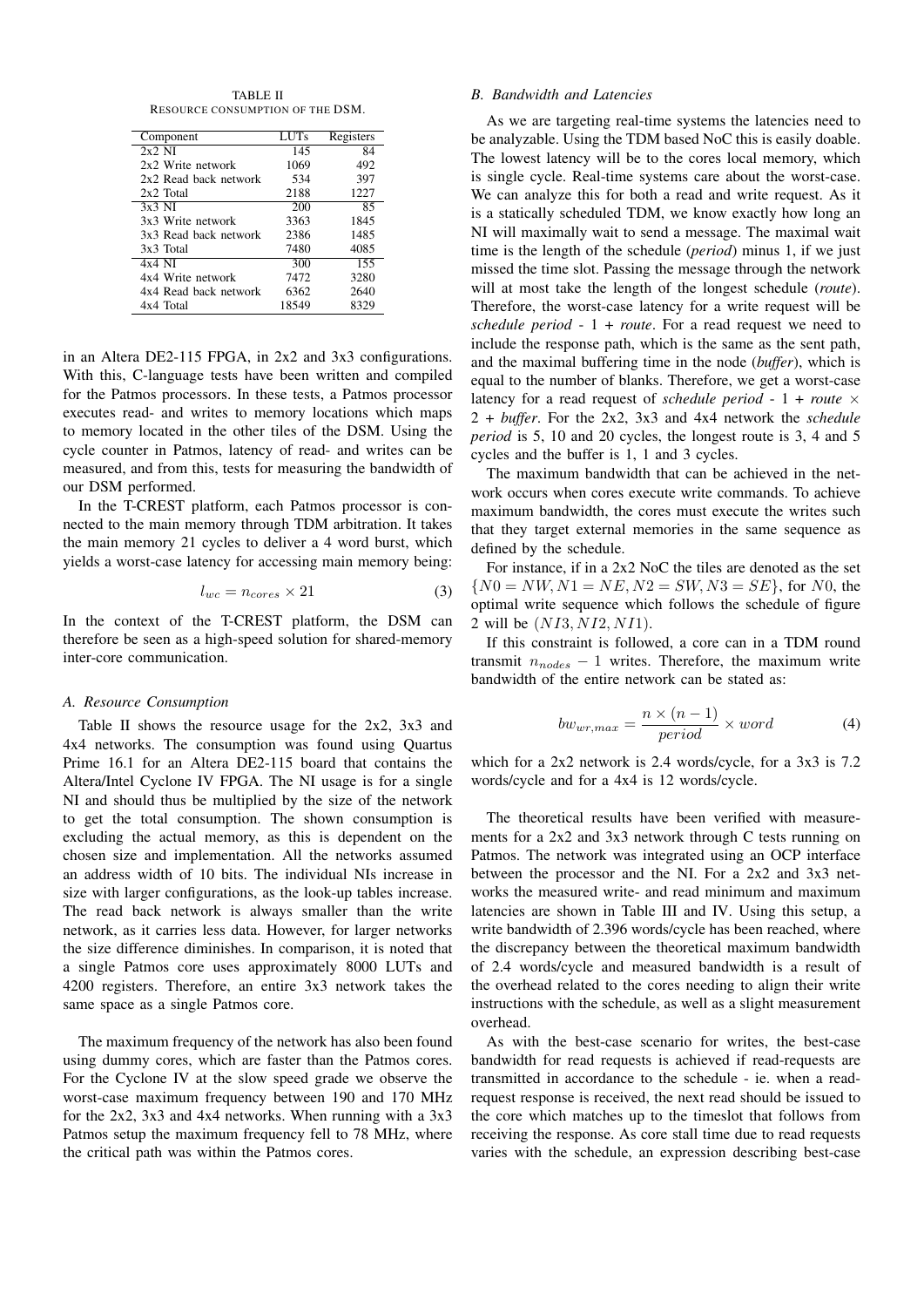TABLE II
RESOURCE CONSUMPTION OF THE DSM.

| Component | LUTs | Registers |
|---|---|---|
| 2x2 NI | 145 | 84 |
| 2x2 Write network | 1069 | 492 |
| 2x2 Read back network | 534 | 397 |
| 2x2 Total | 2188 | 1227 |
| 3x3 NI | 200 | 85 |
| 3x3 Write network | 3363 | 1845 |
| 3x3 Read back network | 2386 | 1485 |
| 3x3 Total | 7480 | 4085 |
| 4x4 NI | 300 | 155 |
| 4x4 Write network | 7472 | 3280 |
| 4x4 Read back network | 6362 | 2640 |
| 4x4 Total | 18549 | 8329 |

in an Altera DE2-115 FPGA, in 2x2 and 3x3 configurations. With this, C-language tests have been written and compiled for the Patmos processors. In these tests, a Patmos processor executes read- and writes to memory locations which maps to memory located in the other tiles of the DSM. Using the cycle counter in Patmos, latency of read- and writes can be measured, and from this, tests for measuring the bandwidth of our DSM performed.

In the T-CREST platform, each Patmos processor is connected to the main memory through TDM arbitration. It takes the main memory 21 cycles to deliver a 4 word burst, which yields a worst-case latency for accessing main memory being:

$$l_{wc} = n_{cores} \times 21 \tag{3}$$

In the context of the T-CREST platform, the DSM can therefore be seen as a high-speed solution for shared-memory inter-core communication.

### A. Resource Consumption

Table II shows the resource usage for the 2x2, 3x3 and 4x4 networks. The consumption was found using Quartus Prime 16.1 for an Altera DE2-115 board that contains the Altera/Intel Cyclone IV FPGA. The NI usage is for a single NI and should thus be multiplied by the size of the network to get the total consumption. The shown consumption is excluding the actual memory, as this is dependent on the chosen size and implementation. All the networks assumed an address width of 10 bits. The individual NIs increase in size with larger configurations, as the look-up tables increase. The read back network is always smaller than the write network, as it carries less data. However, for larger networks the size difference diminishes. In comparison, it is noted that a single Patmos core uses approximately 8000 LUTs and 4200 registers. Therefore, an entire 3x3 network takes the same space as a single Patmos core.

The maximum frequency of the network has also been found using dummy cores, which are faster than the Patmos cores. For the Cyclone IV at the slow speed grade we observe the worst-case maximum frequency between 190 and 170 MHz for the 2x2, 3x3 and 4x4 networks. When running with a 3x3 Patmos setup the maximum frequency fell to 78 MHz, where the critical path was within the Patmos cores.

### B. Bandwidth and Latencies

As we are targeting real-time systems the latencies need to be analyzable. Using the TDM based NoC this is easily doable. The lowest latency will be to the cores local memory, which is single cycle. Real-time systems care about the worst-case. We can analyze this for both a read and write request. As it is a statically scheduled TDM, we know exactly how long an NI will maximally wait to send a message. The maximal wait time is the length of the schedule (*period*) minus 1, if we just missed the time slot. Passing the message through the network will at most take the length of the longest schedule (*route*). Therefore, the worst-case latency for a write request will be *schedule period* - 1 + *route*. For a read request we need to include the response path, which is the same as the sent path, and the maximal buffering time in the node (*buffer*), which is equal to the number of blanks. Therefore, we get a worst-case latency for a read request of *schedule period* - 1 + *route* × 2 + *buffer*. For the 2x2, 3x3 and 4x4 network the *schedule period* is 5, 10 and 20 cycles, the longest route is 3, 4 and 5 cycles and the buffer is 1, 1 and 3 cycles.

The maximum bandwidth that can be achieved in the network occurs when cores execute write commands. To achieve maximum bandwidth, the cores must execute the writes such that they target external memories in the same sequence as defined by the schedule.

For instance, if in a 2x2 NoC the tiles are denoted as the set $\{N0 = NW, N1 = NE, N2 = SW, N3 = SE\}$, for $N0$, the optimal write sequence which follows the schedule of figure 2 will be $(NI3, NI2, NI1)$.

If this constraint is followed, a core can in a TDM round transmit $n_{nodes} - 1$ writes. Therefore, the maximum write bandwidth of the entire network can be stated as:

$$bw_{wr,max} = \frac{n \times (n-1)}{period} \times word \tag{4}$$

which for a 2x2 network is 2.4 words/cycle, for a 3x3 is 7.2 words/cycle and for a 4x4 is 12 words/cycle.

The theoretical results have been verified with measurements for a 2x2 and 3x3 network through C tests running on Patmos. The network was integrated using an OCP interface between the processor and the NI. For a 2x2 and 3x3 networks the measured write- and read minimum and maximum latencies are shown in Table III and IV. Using this setup, a write bandwidth of 2.396 words/cycle has been reached, where the discrepancy between the theoretical maximum bandwidth of 2.4 words/cycle and measured bandwidth is a result of the overhead related to the cores needing to align their write instructions with the schedule, as well as a slight measurement overhead.

As with the best-case scenario for writes, the best-case bandwidth for read requests is achieved if read-requests are transmitted in accordance to the schedule - ie. when a read-request response is received, the next read should be issued to the core which matches up to the timeslot that follows from receiving the response. As core stall time due to read requests varies with the schedule, an expression describing best-case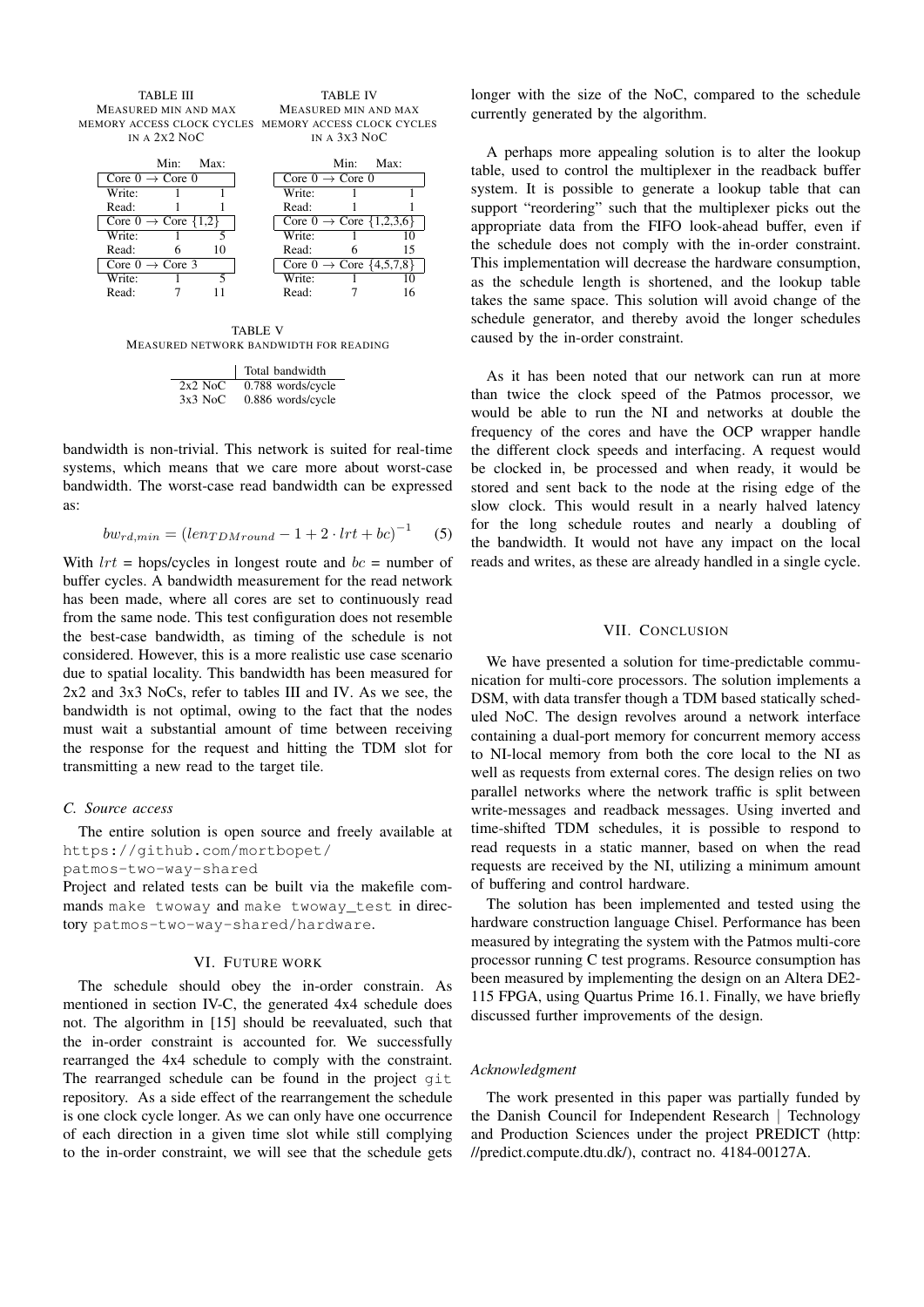TABLE III
MEASURED MIN AND MAX MEMORY ACCESS CLOCK CYCLES IN A 2X2 NOC

| | Min: | Max: |
|---|---|---|
| Core 0 → Core 0 | | |
| Write: | 1 | 1 |
| Read: | 1 | 1 |
| Core 0 → Core {1,2} | | |
| Write: | 1 | 5 |
| Read: | 6 | 10 |
| Core 0 → Core 3 | | |
| Write: | 1 | 5 |
| Read: | 7 | 11 |

TABLE IV
MEASURED MIN AND MAX MEMORY ACCESS CLOCK CYCLES IN A 3X3 NOC

| | Min: | Max: |
|---|---|---|
| Core 0 → Core 0 | | |
| Write: | 1 | 1 |
| Read: | 1 | 1 |
| Core 0 → Core {1,2,3,6} | | |
| Write: | 1 | 10 |
| Read: | 6 | 15 |
| Core 0 → Core {4,5,7,8} | | |
| Write: | 1 | 10 |
| Read: | 7 | 16 |

TABLE V
MEASURED NETWORK BANDWIDTH FOR READING

| | Total bandwidth |
|---|---|
| 2x2 NoC | 0.788 words/cycle |
| 3x3 NoC | 0.886 words/cycle |

bandwidth is non-trivial. This network is suited for real-time systems, which means that we care more about worst-case bandwidth. The worst-case read bandwidth can be expressed as:

$$bw_{rd,min} = (len_{TDMround} - 1 + 2 \cdot lrt + bc)^{-1} \quad (5)$$

With $lrt$ = hops/cycles in longest route and $bc$ = number of buffer cycles. A bandwidth measurement for the read network has been made, where all cores are set to continuously read from the same node. This test configuration does not resemble the best-case bandwidth, as timing of the schedule is not considered. However, this is a more realistic use case scenario due to spatial locality. This bandwidth has been measured for 2x2 and 3x3 NoCs, refer to tables III and IV. As we see, the bandwidth is not optimal, owing to the fact that the nodes must wait a substantial amount of time between receiving the response for the request and hitting the TDM slot for transmitting a new read to the target tile.

### C. Source access

The entire solution is open source and freely available at https://github.com/mortbopet/patmos-two-way-shared

Project and related tests can be built via the makefile commands `make twoway` and `make twoway_test` in directory `patmos-two-way-shared/hardware`.

## VI. Future work

The schedule should obey the in-order constrain. As mentioned in section IV-C, the generated 4x4 schedule does not. The algorithm in [15] should be reevaluated, such that the in-order constraint is accounted for. We successfully rearranged the 4x4 schedule to comply with the constraint. The rearranged schedule can be found in the project `git` repository. As a side effect of the rearrangement the schedule is one clock cycle longer. As we can only have one occurrence of each direction in a given time slot while still complying to the in-order constraint, we will see that the schedule gets longer with the size of the NoC, compared to the schedule currently generated by the algorithm.

A perhaps more appealing solution is to alter the lookup table, used to control the multiplexer in the readback buffer system. It is possible to generate a lookup table that can support "reordering" such that the multiplexer picks out the appropriate data from the FIFO look-ahead buffer, even if the schedule does not comply with the in-order constraint. This implementation will decrease the hardware consumption, as the schedule length is shortened, and the lookup table takes the same space. This solution will avoid change of the schedule generator, and thereby avoid the longer schedules caused by the in-order constraint.

As it has been noted that our network can run at more than twice the clock speed of the Patmos processor, we would be able to run the NI and networks at double the frequency of the cores and have the OCP wrapper handle the different clock speeds and interfacing. A request would be clocked in, be processed and when ready, it would be stored and sent back to the node at the rising edge of the slow clock. This would result in a nearly halved latency for the long schedule routes and nearly a doubling of the bandwidth. It would not have any impact on the local reads and writes, as these are already handled in a single cycle.

## VII. Conclusion

We have presented a solution for time-predictable communication for multi-core processors. The solution implements a DSM, with data transfer though a TDM based statically scheduled NoC. The design revolves around a network interface containing a dual-port memory for concurrent memory access to NI-local memory from both the core local to the NI as well as requests from external cores. The design relies on two parallel networks where the network traffic is split between write-messages and readback messages. Using inverted and time-shifted TDM schedules, it is possible to respond to read requests in a static manner, based on when the read requests are received by the NI, utilizing a minimum amount of buffering and control hardware.

The solution has been implemented and tested using the hardware construction language Chisel. Performance has been measured by integrating the system with the Patmos multi-core processor running C test programs. Resource consumption has been measured by implementing the design on an Altera DE2-115 FPGA, using Quartus Prime 16.1. Finally, we have briefly discussed further improvements of the design.

### Acknowledgment

The work presented in this paper was partially funded by the Danish Council for Independent Research | Technology and Production Sciences under the project PREDICT (http://predict.compute.dtu.dk/), contract no. 4184-00127A.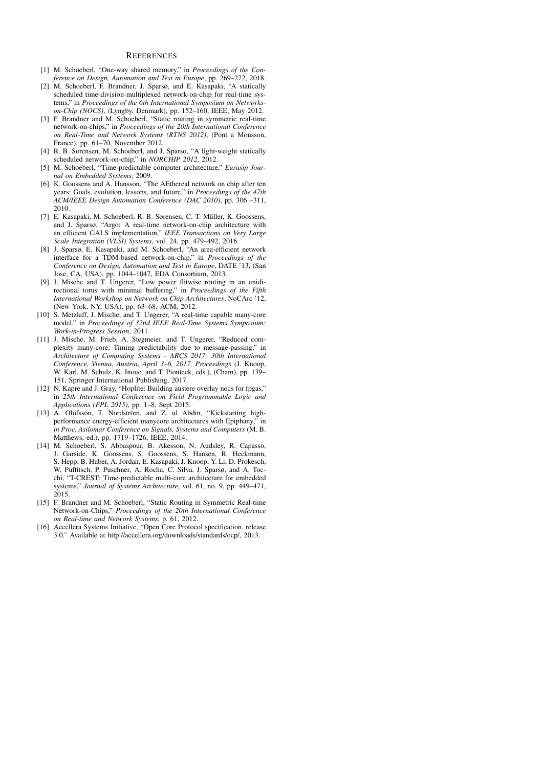## References

[1] M. Schoeberl, "One-way shared memory," in *Proceedings of the Conference on Design, Automation and Test in Europe*, pp. 269–272, 2018.

[2] M. Schoeberl, F. Brandner, J. Sparsø, and E. Kasapaki, "A statically scheduled time-division-multiplexed network-on-chip for real-time systems," in *Proceedings of the 6th International Symposium on Networks-on-Chip (NOCS)*, (Lyngby, Denmark), pp. 152–160, IEEE, May 2012.

[3] F. Brandner and M. Schoeberl, "Static routing in symmetric real-time network-on-chips," in *Proceedings of the 20th International Conference on Real-Time and Network Systems (RTNS 2012)*, (Pont a Mousson, France), pp. 61–70, November 2012.

[4] R. B. Sorensen, M. Schoeberl, and J. Sparso, "A light-weight statically scheduled network-on-chip," in *NORCHIP 2012*, 2012.

[5] M. Schoeberl, "Time-predictable computer architecture," *Eurasip Journal on Embedded Systems*, 2009.

[6] K. Goossens and A. Hansson, "The AEthereal network on chip after ten years: Goals, evolution, lessons, and future," in *Proceedings of the 47th ACM/IEEE Design Automation Conference (DAC 2010)*, pp. 306 –311, 2010.

[7] E. Kasapaki, M. Schoeberl, R. B. Sørensen, C. T. Müller, K. Goossens, and J. Sparsø, "Argo: A real-time network-on-chip architecture with an efficient GALS implementation," *IEEE Transactions on Very Large Scale Integration (VLSI) Systems*, vol. 24, pp. 479–492, 2016.

[8] J. Sparsø, E. Kasapaki, and M. Schoeberl, "An area-efficient network interface for a TDM-based network-on-chip," in *Proceedings of the Conference on Design, Automation and Test in Europe*, DATE '13, (San Jose, CA, USA), pp. 1044–1047, EDA Consortium, 2013.

[9] J. Mische and T. Ungerer, "Low power flitwise routing in an unidirectional torus with minimal buffering," in *Proceedings of the Fifth International Workshop on Network on Chip Architectures*, NoCArc '12, (New York, NY, USA), pp. 63–68, ACM, 2012.

[10] S. Metzlaff, J. Mische, and T. Ungerer, "A real-time capable many-core model," in *Proceedings of 32nd IEEE Real-Time Systems Symposium: Work-in-Progress Session*, 2011.

[11] J. Mische, M. Frieb, A. Stegmeier, and T. Ungerer, "Reduced complexity many-core: Timing predictability due to message-passing," in *Architecture of Computing Systems - ARCS 2017: 30th International Conference, Vienna, Austria, April 3–6, 2017, Proceedings* (J. Knoop, W. Karl, M. Schulz, K. Inoue, and T. Pionteck, eds.), (Cham), pp. 139–151, Springer International Publishing, 2017.

[12] N. Kapre and J. Gray, "Hoplite: Building austere overlay nocs for fpgas," in *25th International Conference on Field Programmable Logic and Applications (FPL 2015)*, pp. 1–8, Sept 2015.

[13] A. Olofsson, T. Nordström, and Z. ul Abdin, "Kickstarting high-performance energy-efficient manycore architectures with Epiphany," in *in Proc. Asilomar Conference on Signals, Systems and Computers* (M. B. Matthews, ed.), pp. 1719–1726, IEEE, 2014.

[14] M. Schoeberl, S. Abbaspour, B. Akesson, N. Audsley, R. Capasso, J. Garside, K. Goossens, S. Goossens, S. Hansen, R. Heckmann, S. Hepp, B. Huber, A. Jordan, E. Kasapaki, J. Knoop, Y. Li, D. Prokesch, W. Puffitsch, P. Puschner, A. Rocha, C. Silva, J. Sparsø, and A. Tocchi, "T-CREST: Time-predictable multi-core architecture for embedded systems," *Journal of Systems Architecture*, vol. 61, no. 9, pp. 449–471, 2015.

[15] F. Brandner and M. Schoeberl, "Static Routing in Symmetric Real-time Network-on-Chips," *Proceedings of the 20th International Conference on Real-time and Network Systems*, p. 61, 2012.

[16] Accellera Systems Initiative, "Open Core Protocol specification, release 3.0." Available at http://accellera.org/downloads/standards/ocp/, 2013.